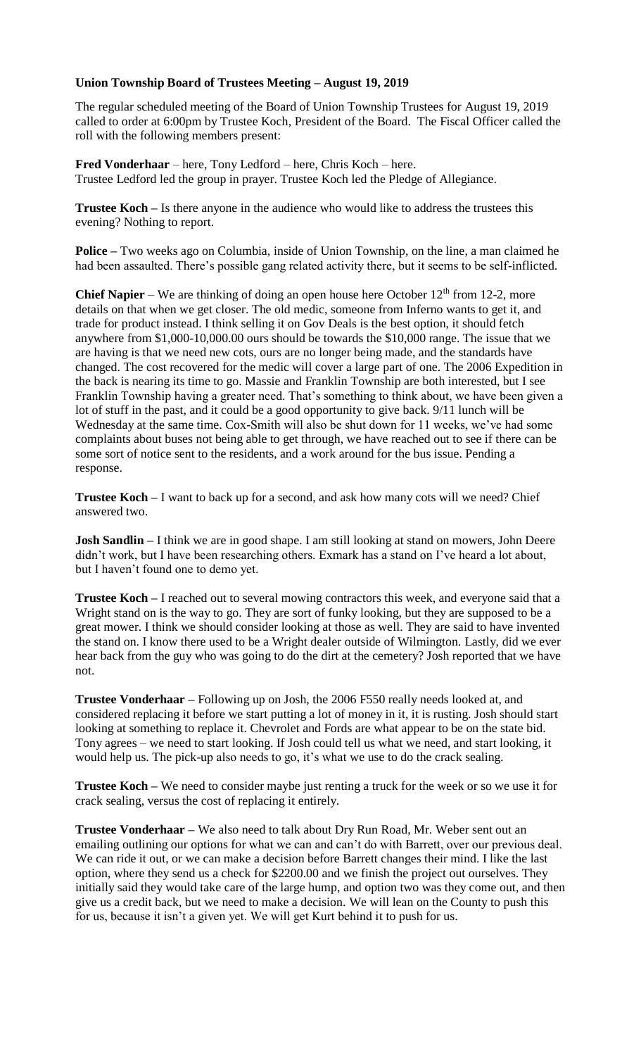**Union Township Board of Trustees Meeting – August 19, 2019**

The regular scheduled meeting of the Board of Union Township Trustees for August 19, 2019 called to order at 6:00pm by Trustee Koch, President of the Board. The Fiscal Officer called the roll with the following members present:

**Fred Vonderhaar** – here, Tony Ledford – here, Chris Koch – here.
Trustee Ledford led the group in prayer. Trustee Koch led the Pledge of Allegiance.

**Trustee Koch –** Is there anyone in the audience who would like to address the trustees this evening? Nothing to report.

**Police –** Two weeks ago on Columbia, inside of Union Township, on the line, a man claimed he had been assaulted. There's possible gang related activity there, but it seems to be self-inflicted.

**Chief Napier** – We are thinking of doing an open house here October 12th from 12-2, more details on that when we get closer. The old medic, someone from Inferno wants to get it, and trade for product instead. I think selling it on Gov Deals is the best option, it should fetch anywhere from $1,000-10,000.00 ours should be towards the $10,000 range. The issue that we are having is that we need new cots, ours are no longer being made, and the standards have changed. The cost recovered for the medic will cover a large part of one. The 2006 Expedition in the back is nearing its time to go. Massie and Franklin Township are both interested, but I see Franklin Township having a greater need. That's something to think about, we have been given a lot of stuff in the past, and it could be a good opportunity to give back. 9/11 lunch will be Wednesday at the same time. Cox-Smith will also be shut down for 11 weeks, we've had some complaints about buses not being able to get through, we have reached out to see if there can be some sort of notice sent to the residents, and a work around for the bus issue. Pending a response.

**Trustee Koch –** I want to back up for a second, and ask how many cots will we need? Chief answered two.

**Josh Sandlin –** I think we are in good shape. I am still looking at stand on mowers, John Deere didn't work, but I have been researching others. Exmark has a stand on I've heard a lot about, but I haven't found one to demo yet.

**Trustee Koch –** I reached out to several mowing contractors this week, and everyone said that a Wright stand on is the way to go. They are sort of funky looking, but they are supposed to be a great mower. I think we should consider looking at those as well. They are said to have invented the stand on. I know there used to be a Wright dealer outside of Wilmington. Lastly, did we ever hear back from the guy who was going to do the dirt at the cemetery? Josh reported that we have not.

**Trustee Vonderhaar –** Following up on Josh, the 2006 F550 really needs looked at, and considered replacing it before we start putting a lot of money in it, it is rusting. Josh should start looking at something to replace it. Chevrolet and Fords are what appear to be on the state bid. Tony agrees – we need to start looking. If Josh could tell us what we need, and start looking, it would help us. The pick-up also needs to go, it's what we use to do the crack sealing.

**Trustee Koch –** We need to consider maybe just renting a truck for the week or so we use it for crack sealing, versus the cost of replacing it entirely.

**Trustee Vonderhaar –** We also need to talk about Dry Run Road, Mr. Weber sent out an emailing outlining our options for what we can and can't do with Barrett, over our previous deal. We can ride it out, or we can make a decision before Barrett changes their mind. I like the last option, where they send us a check for $2200.00 and we finish the project out ourselves. They initially said they would take care of the large hump, and option two was they come out, and then give us a credit back, but we need to make a decision. We will lean on the County to push this for us, because it isn't a given yet. We will get Kurt behind it to push for us.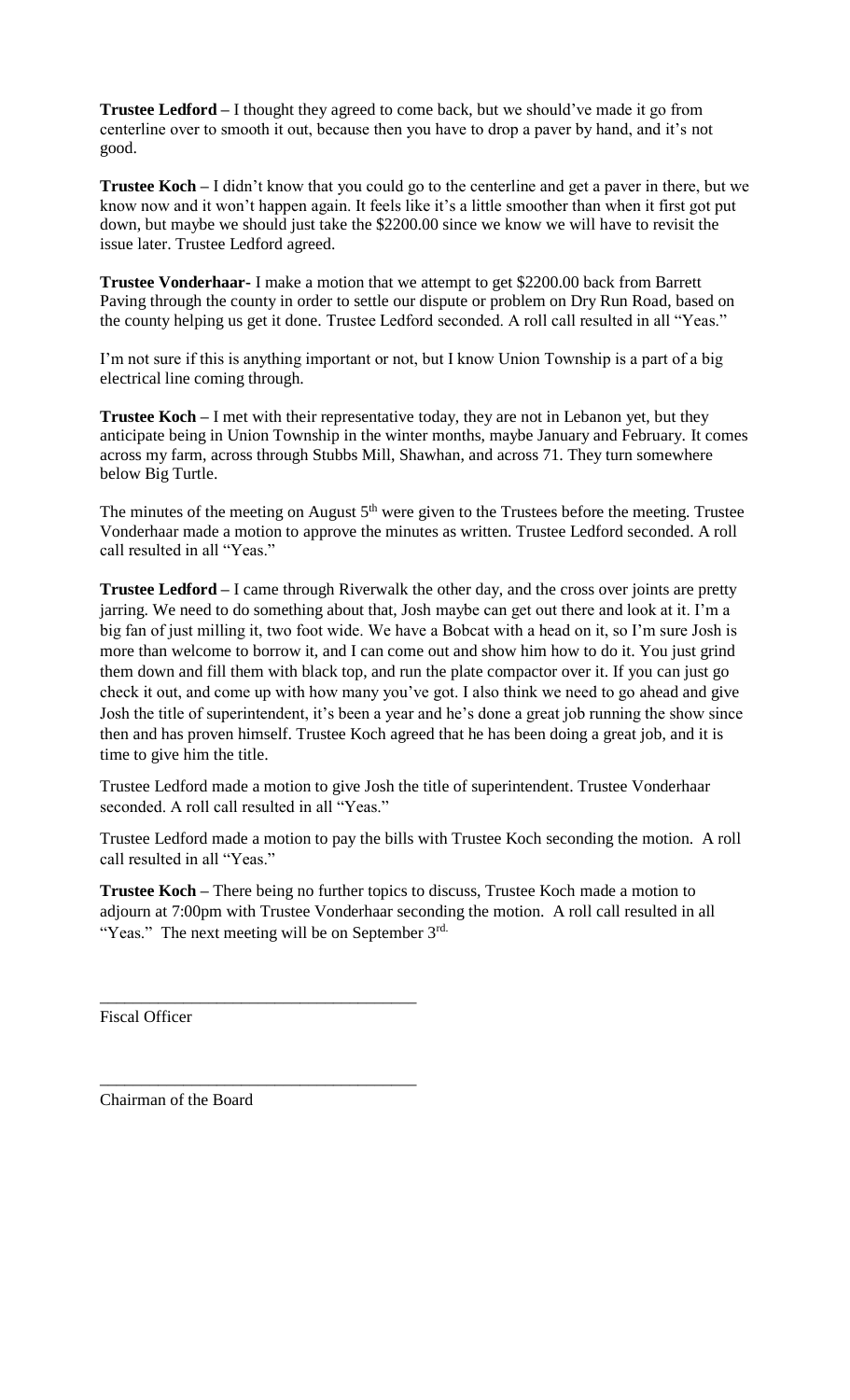**Trustee Ledford –** I thought they agreed to come back, but we should've made it go from centerline over to smooth it out, because then you have to drop a paver by hand, and it's not good.

**Trustee Koch –** I didn't know that you could go to the centerline and get a paver in there, but we know now and it won't happen again. It feels like it's a little smoother than when it first got put down, but maybe we should just take the $2200.00 since we know we will have to revisit the issue later. Trustee Ledford agreed.

**Trustee Vonderhaar-** I make a motion that we attempt to get $2200.00 back from Barrett Paving through the county in order to settle our dispute or problem on Dry Run Road, based on the county helping us get it done. Trustee Ledford seconded. A roll call resulted in all "Yeas."

I'm not sure if this is anything important or not, but I know Union Township is a part of a big electrical line coming through.

**Trustee Koch –** I met with their representative today, they are not in Lebanon yet, but they anticipate being in Union Township in the winter months, maybe January and February. It comes across my farm, across through Stubbs Mill, Shawhan, and across 71. They turn somewhere below Big Turtle.

The minutes of the meeting on August 5th were given to the Trustees before the meeting. Trustee Vonderhaar made a motion to approve the minutes as written. Trustee Ledford seconded. A roll call resulted in all "Yeas."

**Trustee Ledford –** I came through Riverwalk the other day, and the cross over joints are pretty jarring. We need to do something about that, Josh maybe can get out there and look at it. I'm a big fan of just milling it, two foot wide. We have a Bobcat with a head on it, so I'm sure Josh is more than welcome to borrow it, and I can come out and show him how to do it. You just grind them down and fill them with black top, and run the plate compactor over it. If you can just go check it out, and come up with how many you've got. I also think we need to go ahead and give Josh the title of superintendent, it's been a year and he's done a great job running the show since then and has proven himself. Trustee Koch agreed that he has been doing a great job, and it is time to give him the title.

Trustee Ledford made a motion to give Josh the title of superintendent. Trustee Vonderhaar seconded. A roll call resulted in all "Yeas."

Trustee Ledford made a motion to pay the bills with Trustee Koch seconding the motion. A roll call resulted in all "Yeas."

**Trustee Koch –** There being no further topics to discuss, Trustee Koch made a motion to adjourn at 7:00pm with Trustee Vonderhaar seconding the motion. A roll call resulted in all "Yeas." The next meeting will be on September 3rd.

\_\_\_\_\_\_\_\_\_\_\_\_\_\_\_\_\_\_\_\_\_\_\_\_\_\_\_\_\_\_\_\_\_\_\_\_\_\_

Fiscal Officer

\_\_\_\_\_\_\_\_\_\_\_\_\_\_\_\_\_\_\_\_\_\_\_\_\_\_\_\_\_\_\_\_\_\_\_\_\_\_

Chairman of the Board